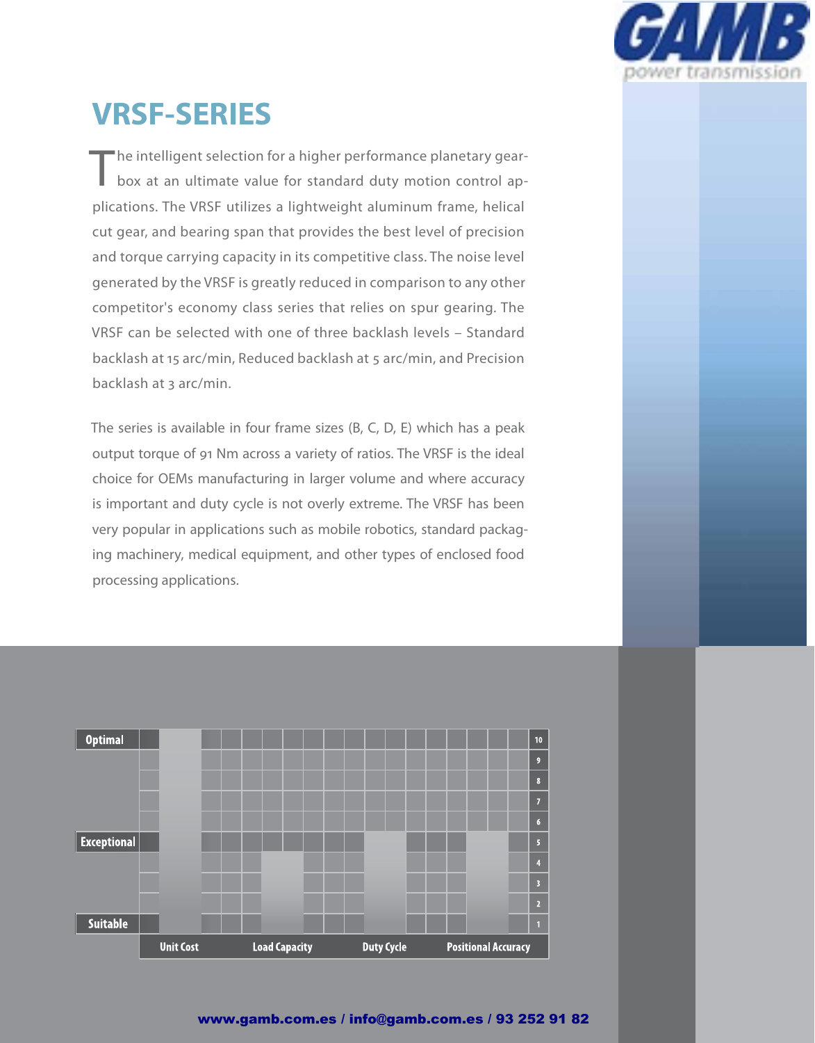# VRSF-SERIES

The intelligent selection for a higher performance planetary gearbox at an ultimate value for standard duty motion control applications. The VRSF utilizes a lightweight aluminum frame, helical cut gear, and bearing span that provides the best level of precision and torque carrying capacity in its competitive class. The noise level generated by the VRSF is greatly reduced in comparison to any other competitor's economy class series that relies on spur gearing. The VRSF can be selected with one of three backlash levels – Standard backlash at 15 arc/min, Reduced backlash at 5 arc/min, and Precision backlash at 3 arc/min.

The series is available in four frame sizes (B, C, D, E) which has a peak output torque of 91 Nm across a variety of ratios. The VRSF is the ideal choice for OEMs manufacturing in larger volume and where accuracy is important and duty cycle is not overly extreme. The VRSF has been very popular in applications such as mobile robotics, standard packaging machinery, medical equipment, and other types of enclosed food processing applications.

Rating scale: 1 = Suitable, 5 = Exceptional, 10 = Optimal

| Unit Cost | Load Capacity | Duty Cycle | Positional Accuracy |
|---|---|---|---|
| 10 | 4 | 5 | 5 |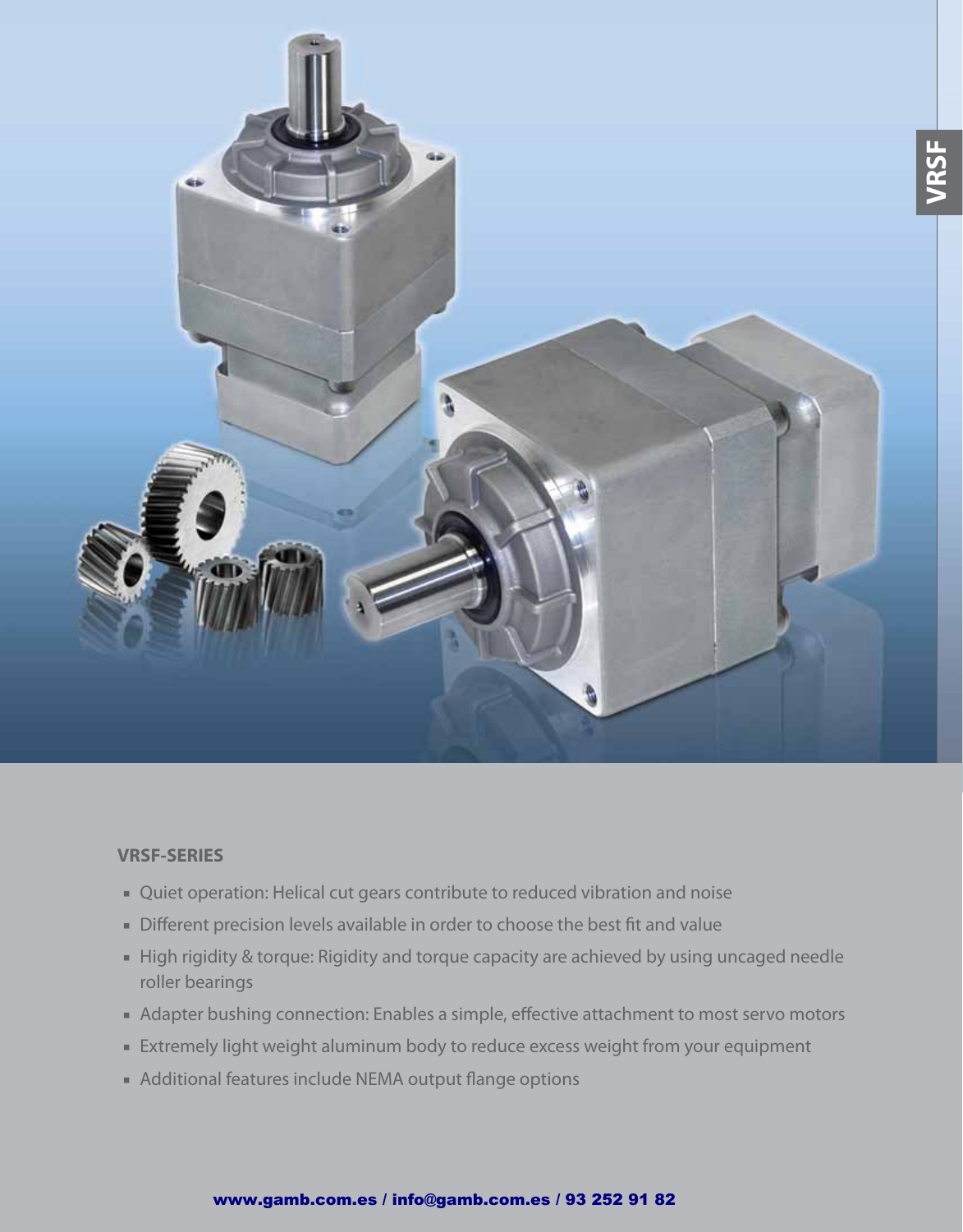## VRSF-SERIES

- Quiet operation: Helical cut gears contribute to reduced vibration and noise
- Different precision levels available in order to choose the best fit and value
- High rigidity & torque: Rigidity and torque capacity are achieved by using uncaged needle roller bearings
- Adapter bushing connection: Enables a simple, effective attachment to most servo motors
- Extremely light weight aluminum body to reduce excess weight from your equipment
- Additional features include NEMA output flange options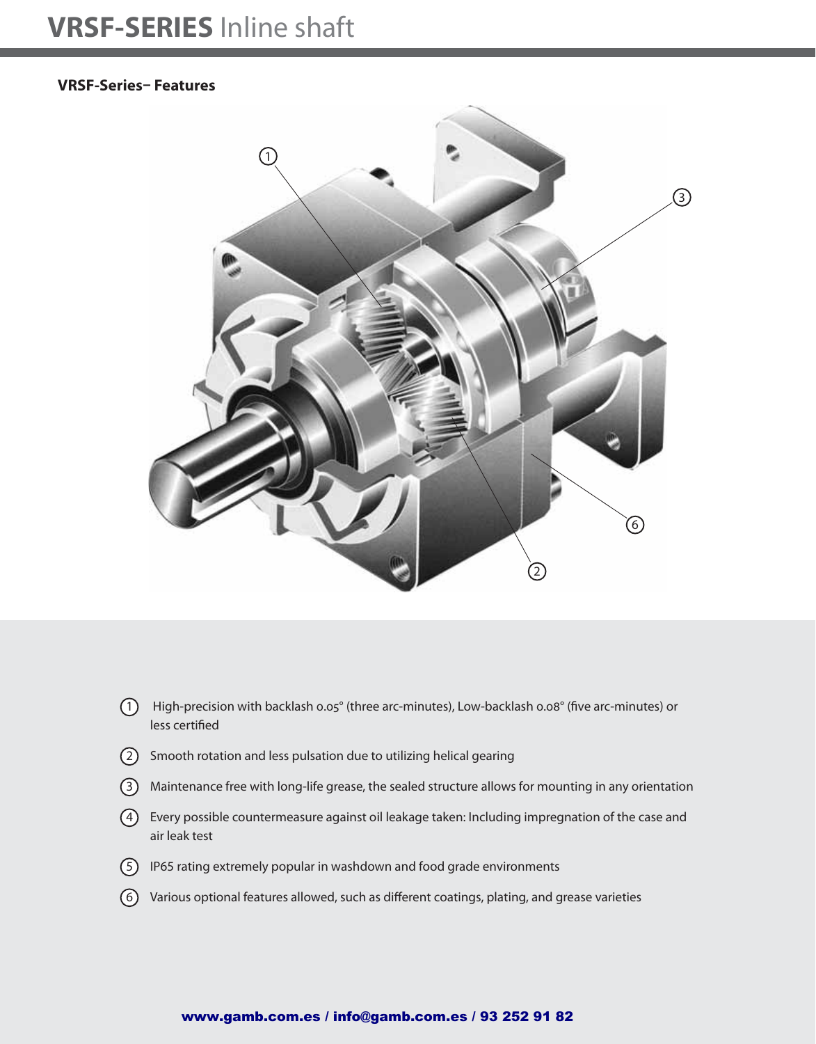# VRSF-SERIES Inline shaft

## VRSF-Series– Features

1. High-precision with backlash 0.05° (three arc-minutes), Low-backlash 0.08° (five arc-minutes) or less certified
2. Smooth rotation and less pulsation due to utilizing helical gearing
3. Maintenance free with long-life grease, the sealed structure allows for mounting in any orientation
4. Every possible countermeasure against oil leakage taken: Including impregnation of the case and air leak test
5. IP65 rating extremely popular in washdown and food grade environments
6. Various optional features allowed, such as different coatings, plating, and grease varieties

**www.gamb.com.es / info@gamb.com.es / 93 252 91 82**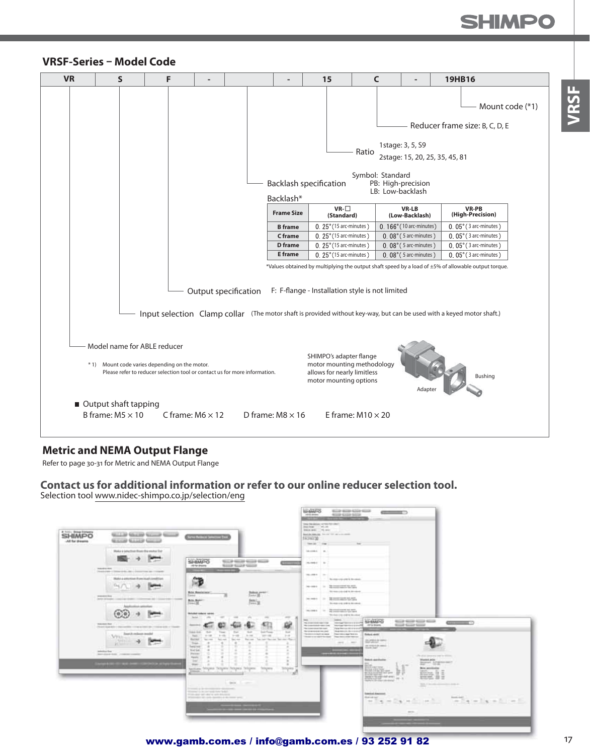## VRSF-Series − Model Code

| VR | S | F | - |  | - | 15 | C | - | 19HB16 |
|---|---|---|---|---|---|---|---|---|---|

- **19HB16** — Mount code (*1)
- **C** — Reducer frame size: B, C, D, E
- **15** — Ratio: 1stage: 3, 5, S9; 2stage: 15, 20, 25, 35, 45, 81
- **(blank)** — Backlash specification — Symbol: Standard; PB: High-precision; LB: Low-backlash

Backlash*

| Frame Size | VR-☐ (Standard) | VR-LB (Low-Backlash) | VR-PB (High-Precision) |
|---|---|---|---|
| B frame | 0. 25° (15 arc-minutes) | 0. 166° (10 arc-minutes) | 0. 05° (3 arc-minutes) |
| C frame | 0. 25° (15 arc-minutes) | 0. 08° (5 arc-minutes) | 0. 05° (3 arc-minutes) |
| D frame | 0. 25° (15 arc-minutes) | 0. 08° (5 arc-minutes) | 0. 05° (3 arc-minutes) |
| E frame | 0. 25° (15 arc-minutes) | 0. 08° (5 arc-minutes) | 0. 05° (3 arc-minutes) |

*Values obtained by multiplying the output shaft speed by a load of ±5% of allowable output torque.

- **F** — Output specification — F: F-flange - Installation style is not limited
- **S** — Input selection — Clamp collar (The motor shaft is provided without key-way, but can be used with a keyed motor shaft.)
- **VR** — Model name for ABLE reducer

*1) Mount code varies depending on the motor.
Please refer to reducer selection tool or contact us for more information.

SHIMPO's adapter flange motor mounting methodology allows for nearly limitless motor mounting options

Adapter

Bushing

■ Output shaft tapping

B frame: M5 × 10    C frame: M6 × 12    D frame: M8 × 16    E frame: M10 × 20

## Metric and NEMA Output Flange

Refer to page 30-31 for Metric and NEMA Output Flange

## Contact us for additional information or refer to our online reducer selection tool.

Selection tool www.nidec-shimpo.co.jp/selection/eng

www.gamb.com.es / info@gamb.com.es / 93 252 91 82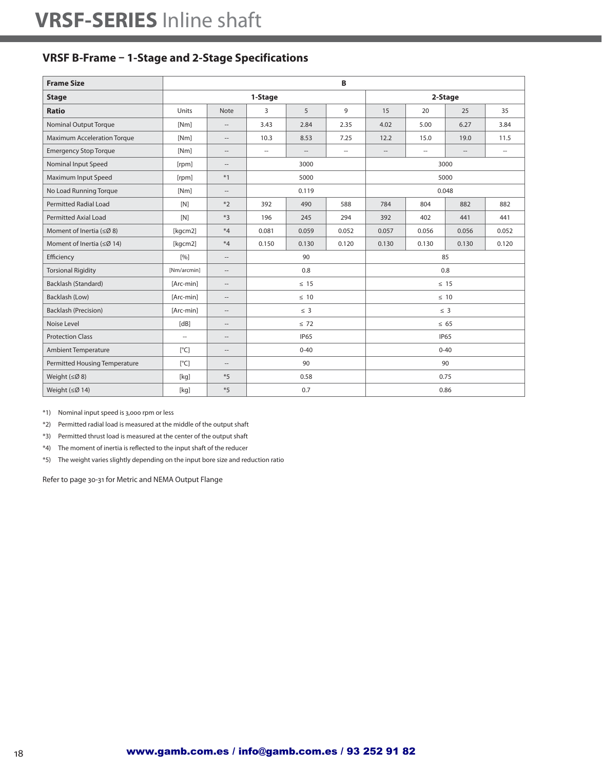## VRSF B-Frame – 1-Stage and 2-Stage Specifications

| Frame Size | B | | | | | | | | |
|---|---|---|---|---|---|---|---|---|---|
| **Stage** | **1-Stage** | | | | | **2-Stage** | | | |
| **Ratio** | Units | Note | 3 | 5 | 9 | 15 | 20 | 25 | 35 |
| Nominal Output Torque | [Nm] | -- | 3.43 | 2.84 | 2.35 | 4.02 | 5.00 | 6.27 | 3.84 |
| Maximum Acceleration Torque | [Nm] | -- | 10.3 | 8.53 | 7.25 | 12.2 | 15.0 | 19.0 | 11.5 |
| Emergency Stop Torque | [Nm] | -- | -- | -- | -- | -- | -- | -- | -- |
| Nominal Input Speed | [rpm] | -- | 3000 | | | 3000 | | | |
| Maximum Input Speed | [rpm] | *1 | 5000 | | | 5000 | | | |
| No Load Running Torque | [Nm] | -- | 0.119 | | | 0.048 | | | |
| Permitted Radial Load | [N] | *2 | 392 | 490 | 588 | 784 | 804 | 882 | 882 |
| Permitted Axial Load | [N] | *3 | 196 | 245 | 294 | 392 | 402 | 441 | 441 |
| Moment of Inertia (≤Ø 8) | [kgcm2] | *4 | 0.081 | 0.059 | 0.052 | 0.057 | 0.056 | 0.056 | 0.052 |
| Moment of Inertia (≤Ø 14) | [kgcm2] | *4 | 0.150 | 0.130 | 0.120 | 0.130 | 0.130 | 0.130 | 0.120 |
| Efficiency | [%] | -- | 90 | | | 85 | | | |
| Torsional Rigidity | [Nm/arcmin] | -- | 0.8 | | | 0.8 | | | |
| Backlash (Standard) | [Arc-min] | -- | ≤ 15 | | | ≤ 15 | | | |
| Backlash (Low) | [Arc-min] | -- | ≤ 10 | | | ≤ 10 | | | |
| Backlash (Precision) | [Arc-min] | -- | ≤ 3 | | | ≤ 3 | | | |
| Noise Level | [dB] | -- | ≤ 72 | | | ≤ 65 | | | |
| Protection Class | -- | -- | IP65 | | | IP65 | | | |
| Ambient Temperature | [°C] | -- | 0-40 | | | 0-40 | | | |
| Permitted Housing Temperature | [°C] | -- | 90 | | | 90 | | | |
| Weight (≤Ø 8) | [kg] | *5 | 0.58 | | | 0.75 | | | |
| Weight (≤Ø 14) | [kg] | *5 | 0.7 | | | 0.86 | | | |

*1) Nominal input speed is 3,000 rpm or less

*2) Permitted radial load is measured at the middle of the output shaft

*3) Permitted thrust load is measured at the center of the output shaft

*4) The moment of inertia is reflected to the input shaft of the reducer

*5) The weight varies slightly depending on the input bore size and reduction ratio

Refer to page 30-31 for Metric and NEMA Output Flange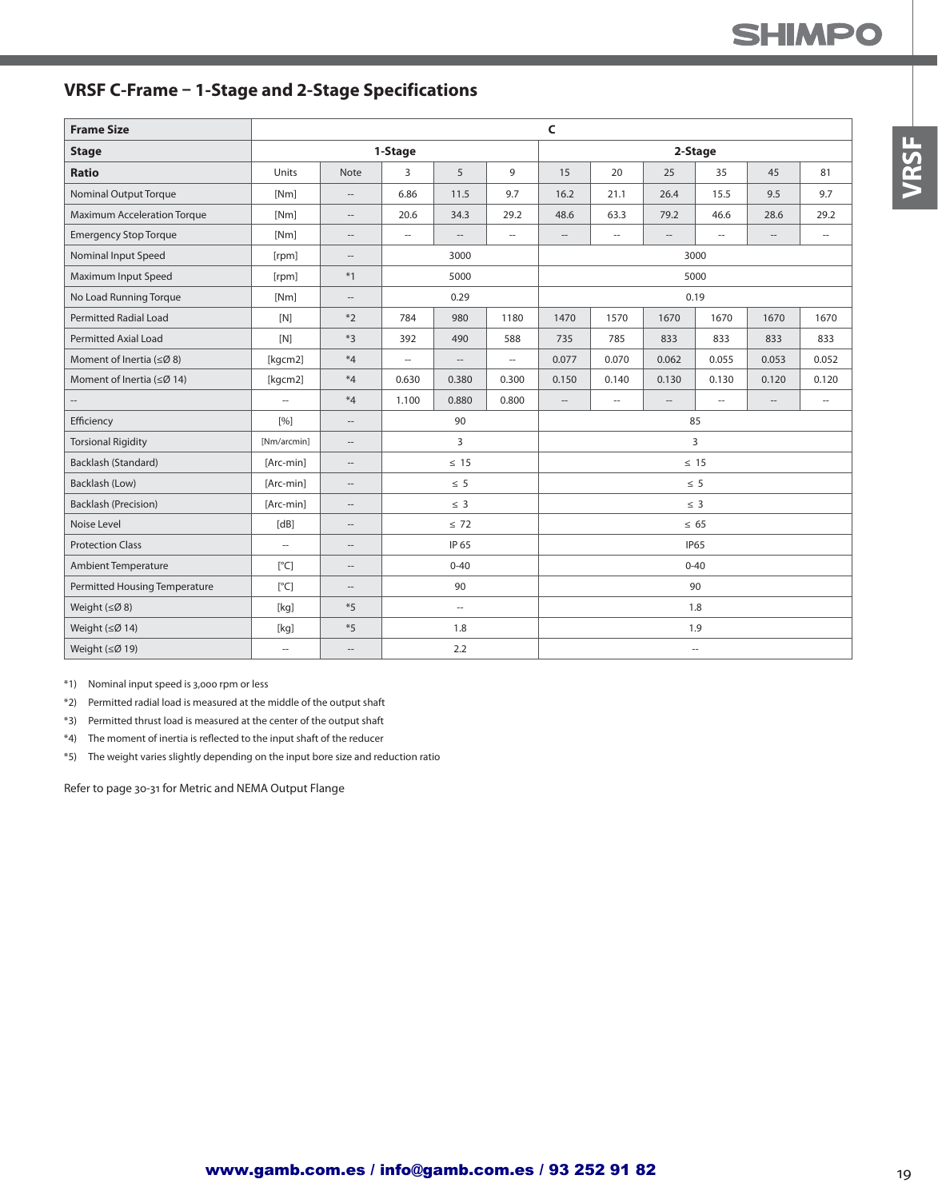## VRSF C-Frame – 1-Stage and 2-Stage Specifications

| Frame Size | C | | | | | | | | | | |
|---|---|---|---|---|---|---|---|---|---|---|---|
| Stage | 1-Stage | | | | 2-Stage | | | | | | |
| Ratio | Units | Note | 3 | 5 | 9 | 15 | 20 | 25 | 35 | 45 | 81 |
| Nominal Output Torque | [Nm] | -- | 6.86 | 11.5 | 9.7 | 16.2 | 21.1 | 26.4 | 15.5 | 9.5 | 9.7 |
| Maximum Acceleration Torque | [Nm] | -- | 20.6 | 34.3 | 29.2 | 48.6 | 63.3 | 79.2 | 46.6 | 28.6 | 29.2 |
| Emergency Stop Torque | [Nm] | -- | -- | -- | -- | -- | -- | -- | -- | -- | -- |
| Nominal Input Speed | [rpm] | -- | 3000 | | | 3000 | | | | | |
| Maximum Input Speed | [rpm] | *1 | 5000 | | | 5000 | | | | | |
| No Load Running Torque | [Nm] | -- | 0.29 | | | 0.19 | | | | | |
| Permitted Radial Load | [N] | *2 | 784 | 980 | 1180 | 1470 | 1570 | 1670 | 1670 | 1670 | 1670 |
| Permitted Axial Load | [N] | *3 | 392 | 490 | 588 | 735 | 785 | 833 | 833 | 833 | 833 |
| Moment of Inertia (≤Ø 8) | [kgcm2] | *4 | -- | -- | -- | 0.077 | 0.070 | 0.062 | 0.055 | 0.053 | 0.052 |
| Moment of Inertia (≤Ø 14) | [kgcm2] | *4 | 0.630 | 0.380 | 0.300 | 0.150 | 0.140 | 0.130 | 0.130 | 0.120 | 0.120 |
| -- | -- | *4 | 1.100 | 0.880 | 0.800 | -- | -- | -- | -- | -- | -- |
| Efficiency | [%] | -- | 90 | | | 85 | | | | | |
| Torsional Rigidity | [Nm/arcmin] | -- | 3 | | | 3 | | | | | |
| Backlash (Standard) | [Arc-min] | -- | ≤ 15 | | | ≤ 15 | | | | | |
| Backlash (Low) | [Arc-min] | -- | ≤ 5 | | | ≤ 5 | | | | | |
| Backlash (Precision) | [Arc-min] | -- | ≤ 3 | | | ≤ 3 | | | | | |
| Noise Level | [dB] | -- | ≤ 72 | | | ≤ 65 | | | | | |
| Protection Class | -- | -- | IP 65 | | | IP65 | | | | | |
| Ambient Temperature | [°C] | -- | 0-40 | | | 0-40 | | | | | |
| Permitted Housing Temperature | [°C] | -- | 90 | | | 90 | | | | | |
| Weight (≤Ø 8) | [kg] | *5 | -- | | | 1.8 | | | | | |
| Weight (≤Ø 14) | [kg] | *5 | 1.8 | | | 1.9 | | | | | |
| Weight (≤Ø 19) | -- | -- | 2.2 | | | -- | | | | | |

*1) Nominal input speed is 3,000 rpm or less

*2) Permitted radial load is measured at the middle of the output shaft

*3) Permitted thrust load is measured at the center of the output shaft

*4) The moment of inertia is reflected to the input shaft of the reducer

*5) The weight varies slightly depending on the input bore size and reduction ratio

Refer to page 30-31 for Metric and NEMA Output Flange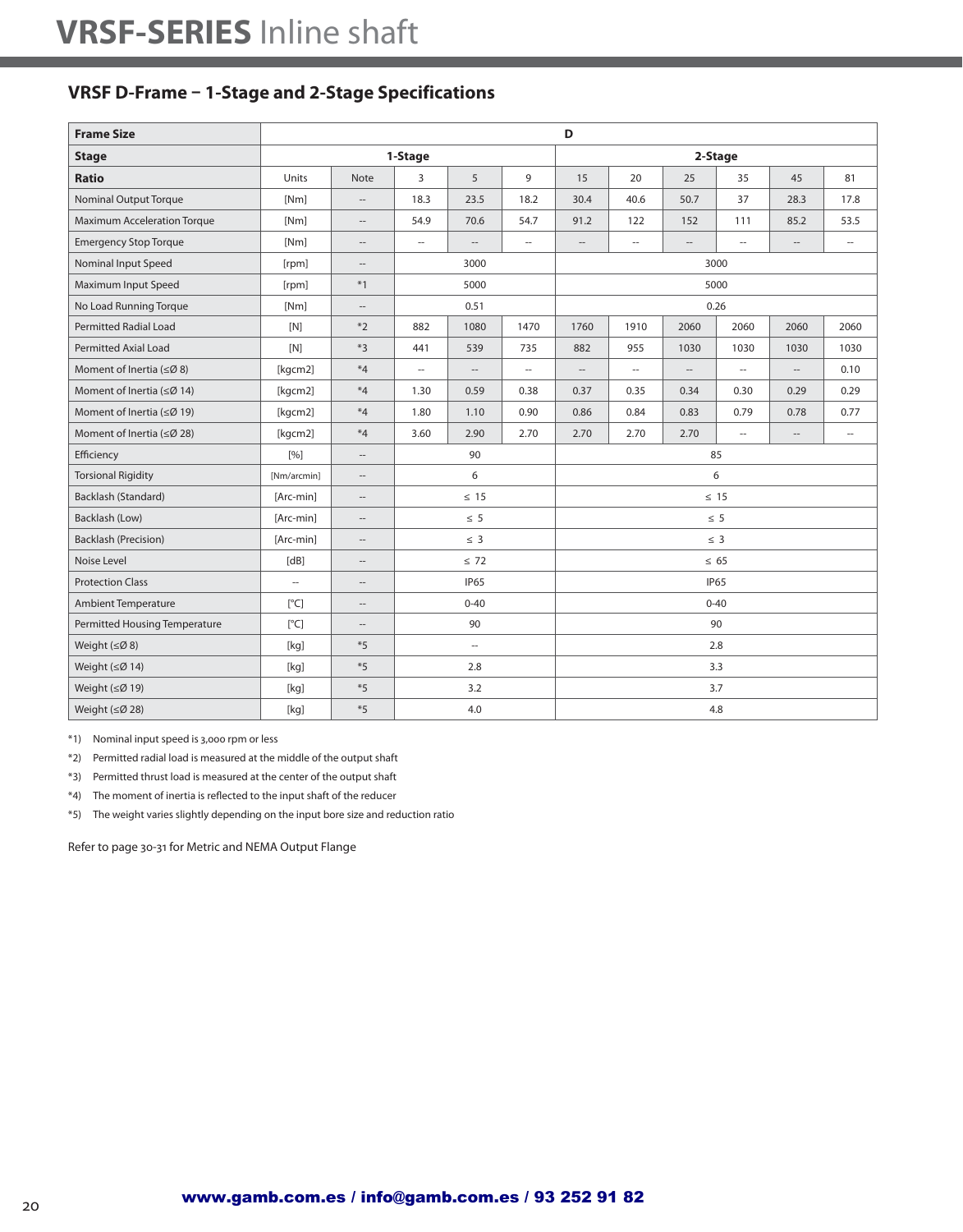# VRSF-SERIES Inline shaft

## VRSF D-Frame – 1-Stage and 2-Stage Specifications

| Frame Size | D | | | | | | | | | | |
|---|---|---|---|---|---|---|---|---|---|---|---|
| **Stage** | 1-Stage | | | | | 2-Stage | | | | | |
| **Ratio** | Units | Note | 3 | 5 | 9 | 15 | 20 | 25 | 35 | 45 | 81 |
| Nominal Output Torque | [Nm] | -- | 18.3 | 23.5 | 18.2 | 30.4 | 40.6 | 50.7 | 37 | 28.3 | 17.8 |
| Maximum Acceleration Torque | [Nm] | -- | 54.9 | 70.6 | 54.7 | 91.2 | 122 | 152 | 111 | 85.2 | 53.5 |
| Emergency Stop Torque | [Nm] | -- | -- | -- | -- | -- | -- | -- | -- | -- | -- |
| Nominal Input Speed | [rpm] | -- | 3000 | | | 3000 | | | | | |
| Maximum Input Speed | [rpm] | *1 | 5000 | | | 5000 | | | | | |
| No Load Running Torque | [Nm] | -- | 0.51 | | | 0.26 | | | | | |
| Permitted Radial Load | [N] | *2 | 882 | 1080 | 1470 | 1760 | 1910 | 2060 | 2060 | 2060 | 2060 |
| Permitted Axial Load | [N] | *3 | 441 | 539 | 735 | 882 | 955 | 1030 | 1030 | 1030 | 1030 |
| Moment of Inertia (≤Ø 8) | [kgcm2] | *4 | -- | -- | -- | -- | -- | -- | -- | -- | 0.10 |
| Moment of Inertia (≤Ø 14) | [kgcm2] | *4 | 1.30 | 0.59 | 0.38 | 0.37 | 0.35 | 0.34 | 0.30 | 0.29 | 0.29 |
| Moment of Inertia (≤Ø 19) | [kgcm2] | *4 | 1.80 | 1.10 | 0.90 | 0.86 | 0.84 | 0.83 | 0.79 | 0.78 | 0.77 |
| Moment of Inertia (≤Ø 28) | [kgcm2] | *4 | 3.60 | 2.90 | 2.70 | 2.70 | 2.70 | 2.70 | -- | -- | -- |
| Efficiency | [%] | -- | 90 | | | 85 | | | | | |
| Torsional Rigidity | [Nm/arcmin] | -- | 6 | | | 6 | | | | | |
| Backlash (Standard) | [Arc-min] | -- | ≤ 15 | | | ≤ 15 | | | | | |
| Backlash (Low) | [Arc-min] | -- | ≤ 5 | | | ≤ 5 | | | | | |
| Backlash (Precision) | [Arc-min] | -- | ≤ 3 | | | ≤ 3 | | | | | |
| Noise Level | [dB] | -- | ≤ 72 | | | ≤ 65 | | | | | |
| Protection Class | -- | -- | IP65 | | | IP65 | | | | | |
| Ambient Temperature | [°C] | -- | 0-40 | | | 0-40 | | | | | |
| Permitted Housing Temperature | [°C] | -- | 90 | | | 90 | | | | | |
| Weight (≤Ø 8) | [kg] | *5 | -- | | | 2.8 | | | | | |
| Weight (≤Ø 14) | [kg] | *5 | 2.8 | | | 3.3 | | | | | |
| Weight (≤Ø 19) | [kg] | *5 | 3.2 | | | 3.7 | | | | | |
| Weight (≤Ø 28) | [kg] | *5 | 4.0 | | | 4.8 | | | | | |

*1) Nominal input speed is 3,000 rpm or less

*2) Permitted radial load is measured at the middle of the output shaft

*3) Permitted thrust load is measured at the center of the output shaft

*4) The moment of inertia is reflected to the input shaft of the reducer

*5) The weight varies slightly depending on the input bore size and reduction ratio

Refer to page 30-31 for Metric and NEMA Output Flange

www.gamb.com.es / info@gamb.com.es / 93 252 91 82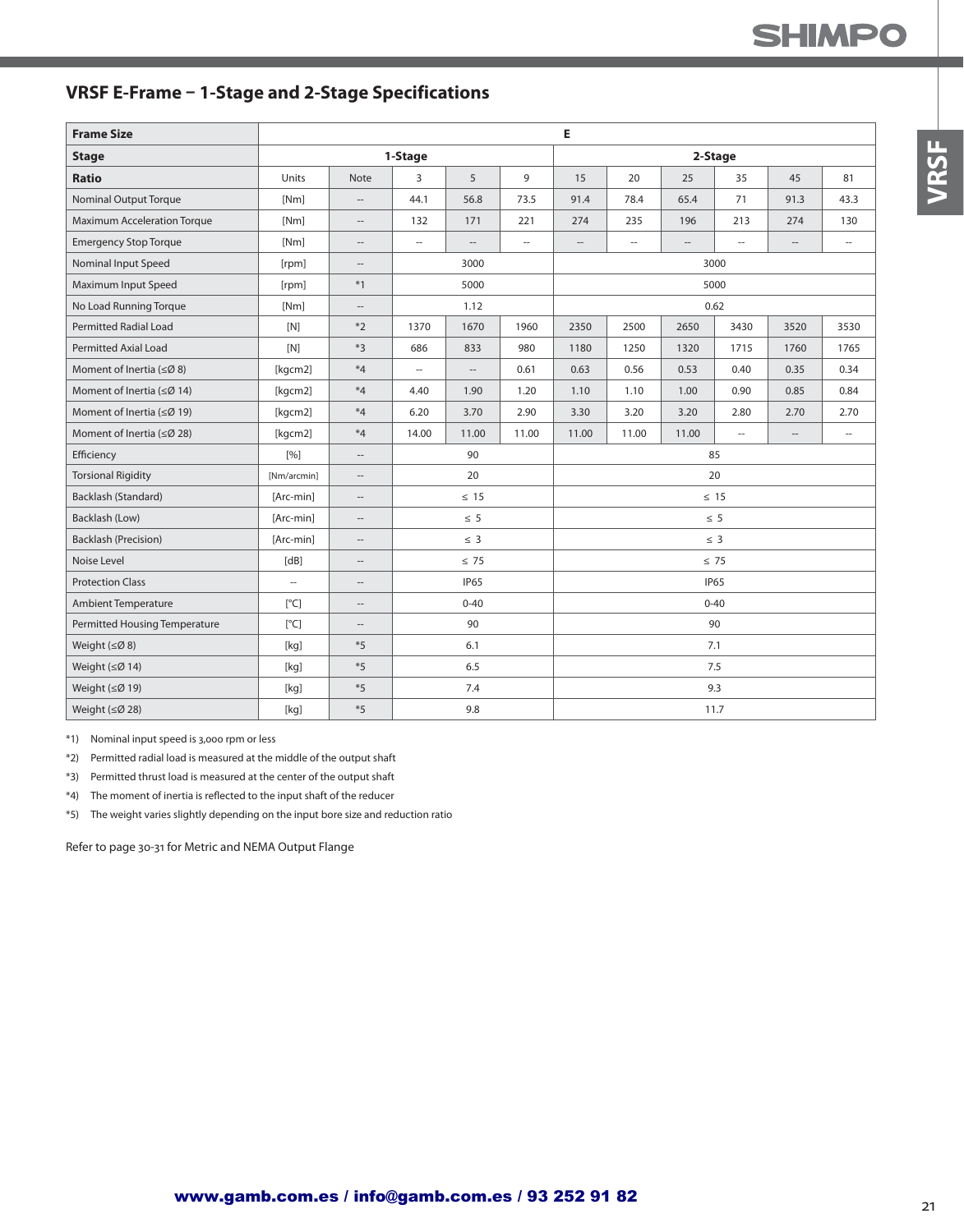## VRSF E-Frame – 1-Stage and 2-Stage Specifications

| Frame Size | | | E | | | | | | | | |
|---|---|---|---|---|---|---|---|---|---|---|---|
| **Stage** | | | 1-Stage | | | 2-Stage | | | | | |
| **Ratio** | Units | Note | 3 | 5 | 9 | 15 | 20 | 25 | 35 | 45 | 81 |
| Nominal Output Torque | [Nm] | -- | 44.1 | 56.8 | 73.5 | 91.4 | 78.4 | 65.4 | 71 | 91.3 | 43.3 |
| Maximum Acceleration Torque | [Nm] | -- | 132 | 171 | 221 | 274 | 235 | 196 | 213 | 274 | 130 |
| Emergency Stop Torque | [Nm] | -- | -- | -- | -- | -- | -- | -- | -- | -- | -- |
| Nominal Input Speed | [rpm] | -- | 3000 | | | 3000 | | | | | |
| Maximum Input Speed | [rpm] | *1 | 5000 | | | 5000 | | | | | |
| No Load Running Torque | [Nm] | -- | 1.12 | | | 0.62 | | | | | |
| Permitted Radial Load | [N] | *2 | 1370 | 1670 | 1960 | 2350 | 2500 | 2650 | 3430 | 3520 | 3530 |
| Permitted Axial Load | [N] | *3 | 686 | 833 | 980 | 1180 | 1250 | 1320 | 1715 | 1760 | 1765 |
| Moment of Inertia (≤Ø 8) | [kgcm2] | *4 | -- | -- | 0.61 | 0.63 | 0.56 | 0.53 | 0.40 | 0.35 | 0.34 |
| Moment of Inertia (≤Ø 14) | [kgcm2] | *4 | 4.40 | 1.90 | 1.20 | 1.10 | 1.10 | 1.00 | 0.90 | 0.85 | 0.84 |
| Moment of Inertia (≤Ø 19) | [kgcm2] | *4 | 6.20 | 3.70 | 2.90 | 3.30 | 3.20 | 3.20 | 2.80 | 2.70 | 2.70 |
| Moment of Inertia (≤Ø 28) | [kgcm2] | *4 | 14.00 | 11.00 | 11.00 | 11.00 | 11.00 | 11.00 | -- | -- | -- |
| Efficiency | [%] | -- | 90 | | | 85 | | | | | |
| Torsional Rigidity | [Nm/arcmin] | -- | 20 | | | 20 | | | | | |
| Backlash (Standard) | [Arc-min] | -- | ≤ 15 | | | ≤ 15 | | | | | |
| Backlash (Low) | [Arc-min] | -- | ≤ 5 | | | ≤ 5 | | | | | |
| Backlash (Precision) | [Arc-min] | -- | ≤ 3 | | | ≤ 3 | | | | | |
| Noise Level | [dB] | -- | ≤ 75 | | | ≤ 75 | | | | | |
| Protection Class | -- | -- | IP65 | | | IP65 | | | | | |
| Ambient Temperature | [°C] | -- | 0-40 | | | 0-40 | | | | | |
| Permitted Housing Temperature | [°C] | -- | 90 | | | 90 | | | | | |
| Weight (≤Ø 8) | [kg] | *5 | 6.1 | | | 7.1 | | | | | |
| Weight (≤Ø 14) | [kg] | *5 | 6.5 | | | 7.5 | | | | | |
| Weight (≤Ø 19) | [kg] | *5 | 7.4 | | | 9.3 | | | | | |
| Weight (≤Ø 28) | [kg] | *5 | 9.8 | | | 11.7 | | | | | |

*1) Nominal input speed is 3,000 rpm or less

*2) Permitted radial load is measured at the middle of the output shaft

*3) Permitted thrust load is measured at the center of the output shaft

*4) The moment of inertia is reflected to the input shaft of the reducer

*5) The weight varies slightly depending on the input bore size and reduction ratio

Refer to page 30-31 for Metric and NEMA Output Flange

www.gamb.com.es / info@gamb.com.es / 93 252 91 82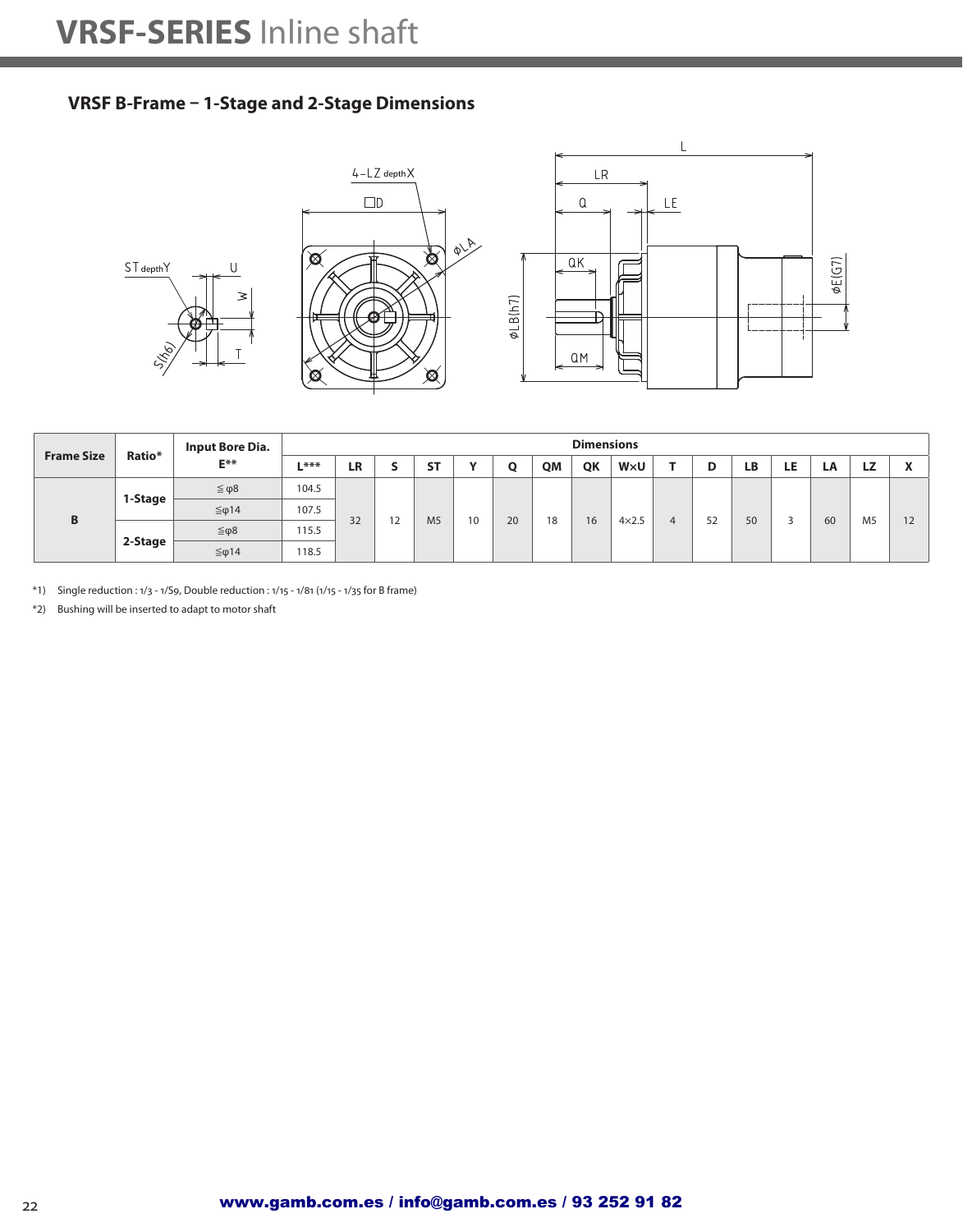# VRSF-SERIES Inline shaft

## VRSF B-Frame – 1-Stage and 2-Stage Dimensions

| Frame Size | Ratio* | Input Bore Dia. E** | Dimensions | | | | | | | | | | | | | | | | |
|---|---|---|---|---|---|---|---|---|---|---|---|---|---|---|---|---|---|---|
| | | | L*** | LR | S | ST | Y | Q | QM | QK | W×U | T | D | LB | LE | LA | LZ | X |
| B | 1-Stage | ≦φ8 | 104.5 | 32 | 12 | M5 | 10 | 20 | 18 | 16 | 4×2.5 | 4 | 52 | 50 | 3 | 60 | M5 | 12 |
| | | ≦φ14 | 107.5 | | | | | | | | | | | | | | | |
| | 2-Stage | ≦φ8 | 115.5 | | | | | | | | | | | | | | | |
| | | ≦φ14 | 118.5 | | | | | | | | | | | | | | | |

*1) Single reduction : 1/3 - 1/S9, Double reduction : 1/15 - 1/81 (1/15 - 1/35 for B frame)

*2) Bushing will be inserted to adapt to motor shaft

www.gamb.com.es / info@gamb.com.es / 93 252 91 82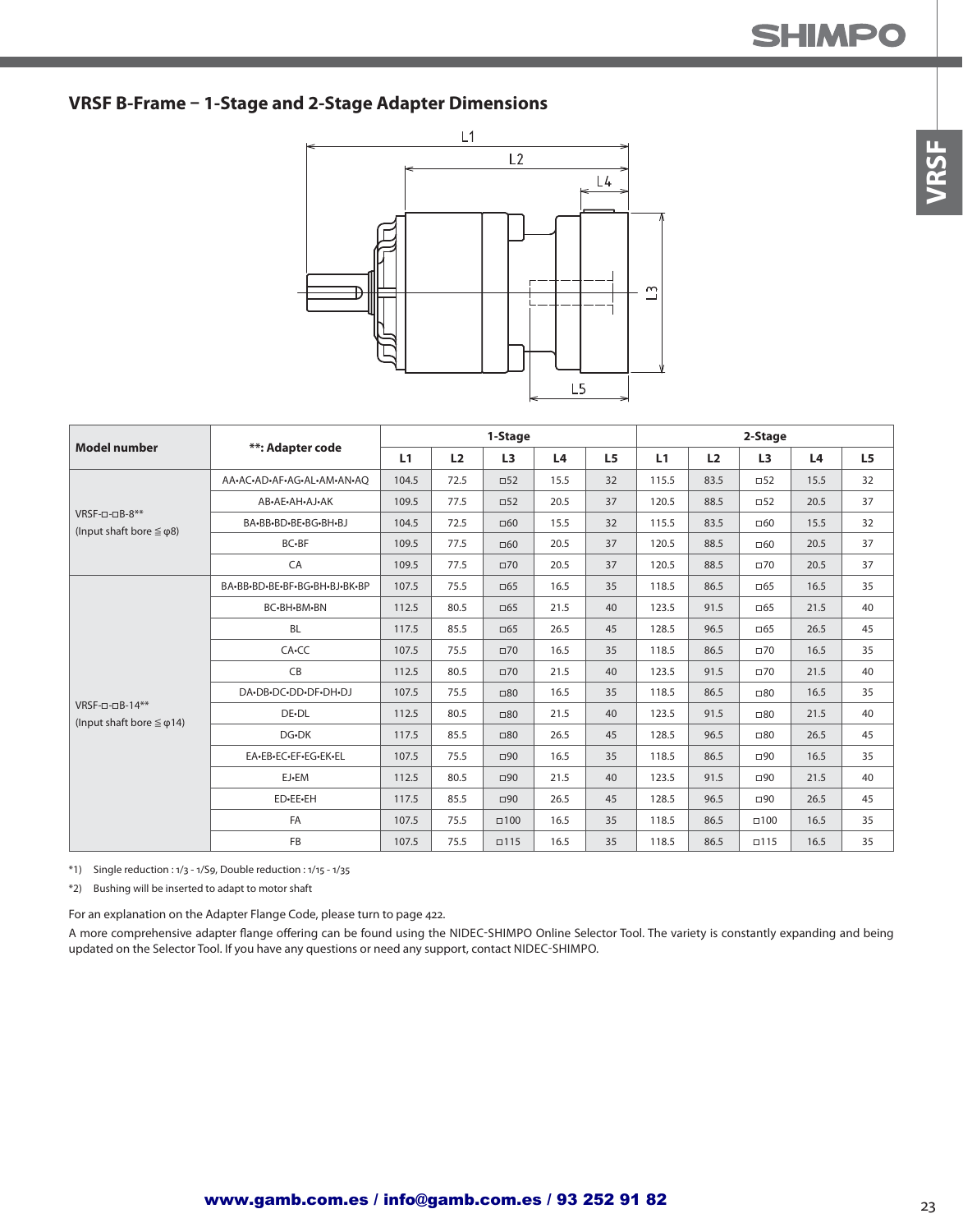## VRSF B-Frame – 1-Stage and 2-Stage Adapter Dimensions

| Model number | **: Adapter code | 1-Stage | | | | | 2-Stage | | | | |
|---|---|---|---|---|---|---|---|---|---|---|---|
| | | L1 | L2 | L3 | L4 | L5 | L1 | L2 | L3 | L4 | L5 |
| VRSF-□-□B-8** (Input shaft bore ≦ φ8) | AA•AC•AD•AF•AG•AL•AM•AN•AQ | 104.5 | 72.5 | □52 | 15.5 | 32 | 115.5 | 83.5 | □52 | 15.5 | 32 |
| | AB•AE•AH•AJ•AK | 109.5 | 77.5 | □52 | 20.5 | 37 | 120.5 | 88.5 | □52 | 20.5 | 37 |
| | BA•BB•BD•BE•BG•BH•BJ | 104.5 | 72.5 | □60 | 15.5 | 32 | 115.5 | 83.5 | □60 | 15.5 | 32 |
| | BC•BF | 109.5 | 77.5 | □60 | 20.5 | 37 | 120.5 | 88.5 | □60 | 20.5 | 37 |
| | CA | 109.5 | 77.5 | □70 | 20.5 | 37 | 120.5 | 88.5 | □70 | 20.5 | 37 |
| VRSF-□-□B-14** (Input shaft bore ≦ φ14) | BA•BB•BD•BE•BF•BG•BH•BJ•BK•BP | 107.5 | 75.5 | □65 | 16.5 | 35 | 118.5 | 86.5 | □65 | 16.5 | 35 |
| | BC•BH•BM•BN | 112.5 | 80.5 | □65 | 21.5 | 40 | 123.5 | 91.5 | □65 | 21.5 | 40 |
| | BL | 117.5 | 85.5 | □65 | 26.5 | 45 | 128.5 | 96.5 | □65 | 26.5 | 45 |
| | CA•CC | 107.5 | 75.5 | □70 | 16.5 | 35 | 118.5 | 86.5 | □70 | 16.5 | 35 |
| | CB | 112.5 | 80.5 | □70 | 21.5 | 40 | 123.5 | 91.5 | □70 | 21.5 | 40 |
| | DA•DB•DC•DD•DF•DH•DJ | 107.5 | 75.5 | □80 | 16.5 | 35 | 118.5 | 86.5 | □80 | 16.5 | 35 |
| | DE•DL | 112.5 | 80.5 | □80 | 21.5 | 40 | 123.5 | 91.5 | □80 | 21.5 | 40 |
| | DG•DK | 117.5 | 85.5 | □80 | 26.5 | 45 | 128.5 | 96.5 | □80 | 26.5 | 45 |
| | EA•EB•EC•EF•EG•EK•EL | 107.5 | 75.5 | □90 | 16.5 | 35 | 118.5 | 86.5 | □90 | 16.5 | 35 |
| | EJ•EM | 112.5 | 80.5 | □90 | 21.5 | 40 | 123.5 | 91.5 | □90 | 21.5 | 40 |
| | ED•EE•EH | 117.5 | 85.5 | □90 | 26.5 | 45 | 128.5 | 96.5 | □90 | 26.5 | 45 |
| | FA | 107.5 | 75.5 | □100 | 16.5 | 35 | 118.5 | 86.5 | □100 | 16.5 | 35 |
| | FB | 107.5 | 75.5 | □115 | 16.5 | 35 | 118.5 | 86.5 | □115 | 16.5 | 35 |

*1) Single reduction : 1/3 - 1/S9, Double reduction : 1/15 - 1/35

*2) Bushing will be inserted to adapt to motor shaft

For an explanation on the Adapter Flange Code, please turn to page 422.

A more comprehensive adapter flange offering can be found using the NIDEC-SHIMPO Online Selector Tool. The variety is constantly expanding and being updated on the Selector Tool. If you have any questions or need any support, contact NIDEC-SHIMPO.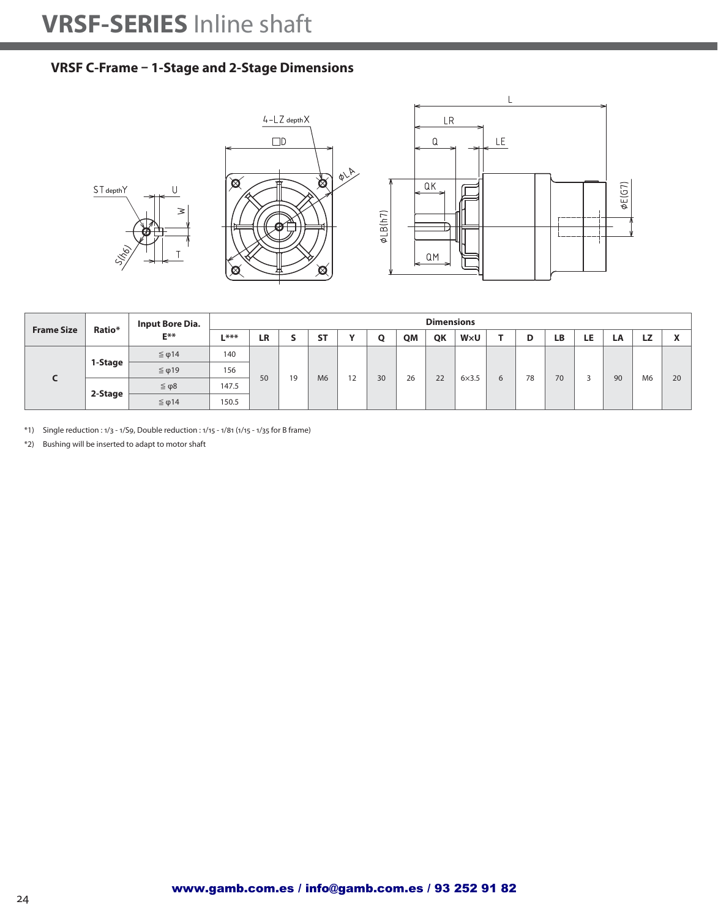# VRSF-SERIES Inline shaft

## VRSF C-Frame – 1-Stage and 2-Stage Dimensions

| Frame Size | Ratio* | Input Bore Dia. E** | L*** | LR | S | ST | Y | Q | QM | QK | W×U | T | D | LB | LE | LA | LZ | X |
|---|---|---|---|---|---|---|---|---|---|---|---|---|---|---|---|---|---|---|
| C | 1-Stage | ≦ φ14 | 140 | 50 | 19 | M6 | 12 | 30 | 26 | 22 | 6×3.5 | 6 | 78 | 70 | 3 | 90 | M6 | 20 |
| | | ≦ φ19 | 156 | | | | | | | | | | | | | | | |
| | 2-Stage | ≦ φ8 | 147.5 | | | | | | | | | | | | | | | |
| | | ≦ φ14 | 150.5 | | | | | | | | | | | | | | | |

*1) Single reduction : 1/3 - 1/S9, Double reduction : 1/15 - 1/81 (1/15 - 1/35 for B frame)

*2) Bushing will be inserted to adapt to motor shaft

**www.gamb.com.es / info@gamb.com.es / 93 252 91 82**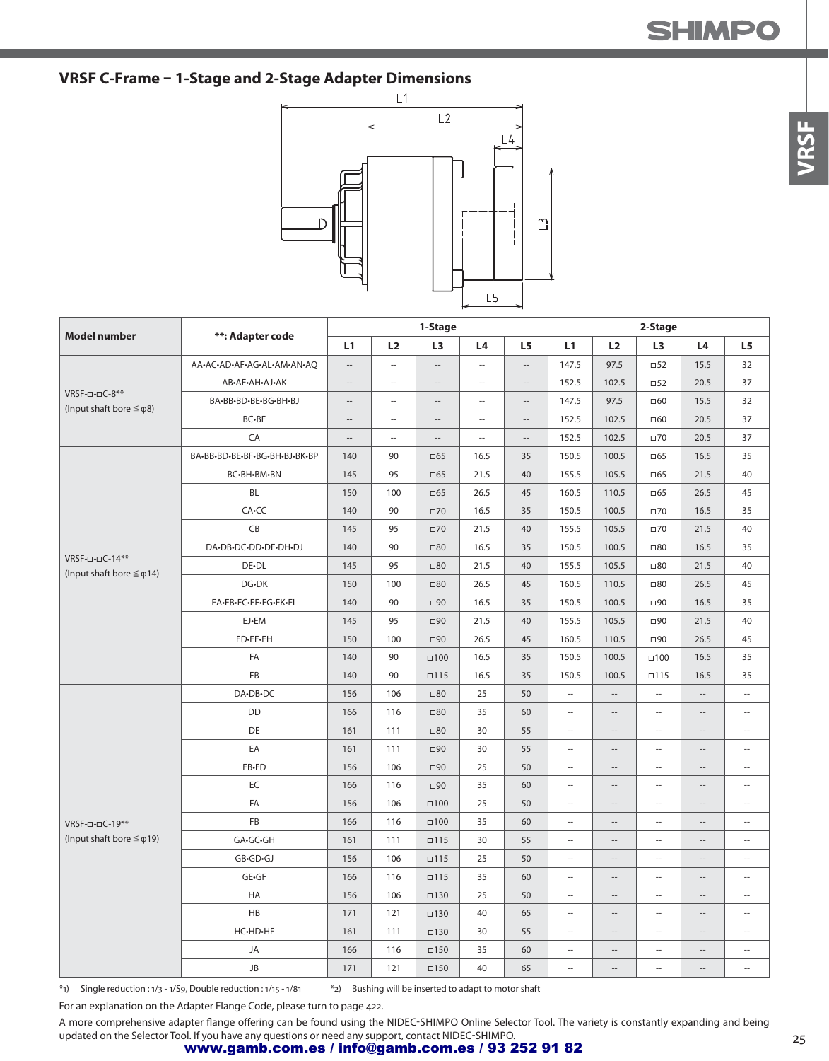## VRSF C-Frame – 1-Stage and 2-Stage Adapter Dimensions

| Model number | **: Adapter code | 1-Stage | | | | | 2-Stage | | | | |
|---|---|---|---|---|---|---|---|---|---|---|---|
| | | L1 | L2 | L3 | L4 | L5 | L1 | L2 | L3 | L4 | L5 |
| VRSF-□-□C-8** (Input shaft bore ≦ φ8) | AA•AC•AD•AF•AG•AL•AM•AN•AQ | -- | -- | -- | -- | -- | 147.5 | 97.5 | □52 | 15.5 | 32 |
| | AB•AE•AH•AJ•AK | -- | -- | -- | -- | -- | 152.5 | 102.5 | □52 | 20.5 | 37 |
| | BA•BB•BD•BE•BG•BH•BJ | -- | -- | -- | -- | -- | 147.5 | 97.5 | □60 | 15.5 | 32 |
| | BC•BF | -- | -- | -- | -- | -- | 152.5 | 102.5 | □60 | 20.5 | 37 |
| | CA | -- | -- | -- | -- | -- | 152.5 | 102.5 | □70 | 20.5 | 37 |
| VRSF-□-□C-14** (Input shaft bore ≦ φ14) | BA•BB•BD•BE•BF•BG•BH•BJ•BK•BP | 140 | 90 | □65 | 16.5 | 35 | 150.5 | 100.5 | □65 | 16.5 | 35 |
| | BC•BH•BM•BN | 145 | 95 | □65 | 21.5 | 40 | 155.5 | 105.5 | □65 | 21.5 | 40 |
| | BL | 150 | 100 | □65 | 26.5 | 45 | 160.5 | 110.5 | □65 | 26.5 | 45 |
| | CA•CC | 140 | 90 | □70 | 16.5 | 35 | 150.5 | 100.5 | □70 | 16.5 | 35 |
| | CB | 145 | 95 | □70 | 21.5 | 40 | 155.5 | 105.5 | □70 | 21.5 | 40 |
| | DA•DB•DC•DD•DF•DH•DJ | 140 | 90 | □80 | 16.5 | 35 | 150.5 | 100.5 | □80 | 16.5 | 35 |
| | DE•DL | 145 | 95 | □80 | 21.5 | 40 | 155.5 | 105.5 | □80 | 21.5 | 40 |
| | DG•DK | 150 | 100 | □80 | 26.5 | 45 | 160.5 | 110.5 | □80 | 26.5 | 45 |
| | EA•EB•EC•EF•EG•EK•EL | 140 | 90 | □90 | 16.5 | 35 | 150.5 | 100.5 | □90 | 16.5 | 35 |
| | EJ•EM | 145 | 95 | □90 | 21.5 | 40 | 155.5 | 105.5 | □90 | 21.5 | 40 |
| | ED•EE•EH | 150 | 100 | □90 | 26.5 | 45 | 160.5 | 110.5 | □90 | 26.5 | 45 |
| | FA | 140 | 90 | □100 | 16.5 | 35 | 150.5 | 100.5 | □100 | 16.5 | 35 |
| | FB | 140 | 90 | □115 | 16.5 | 35 | 150.5 | 100.5 | □115 | 16.5 | 35 |
| VRSF-□-□C-19** (Input shaft bore ≦ φ19) | DA•DB•DC | 156 | 106 | □80 | 25 | 50 | -- | -- | -- | -- | -- |
| | DD | 166 | 116 | □80 | 35 | 60 | -- | -- | -- | -- | -- |
| | DE | 161 | 111 | □80 | 30 | 55 | -- | -- | -- | -- | -- |
| | EA | 161 | 111 | □90 | 30 | 55 | -- | -- | -- | -- | -- |
| | EB•ED | 156 | 106 | □90 | 25 | 50 | -- | -- | -- | -- | -- |
| | EC | 166 | 116 | □90 | 35 | 60 | -- | -- | -- | -- | -- |
| | FA | 156 | 106 | □100 | 25 | 50 | -- | -- | -- | -- | -- |
| | FB | 166 | 116 | □100 | 35 | 60 | -- | -- | -- | -- | -- |
| | GA•GC•GH | 161 | 111 | □115 | 30 | 55 | -- | -- | -- | -- | -- |
| | GB•GD•GJ | 156 | 106 | □115 | 25 | 50 | -- | -- | -- | -- | -- |
| | GE•GF | 166 | 116 | □115 | 35 | 60 | -- | -- | -- | -- | -- |
| | HA | 156 | 106 | □130 | 25 | 50 | -- | -- | -- | -- | -- |
| | HB | 171 | 121 | □130 | 40 | 65 | -- | -- | -- | -- | -- |
| | HC•HD•HE | 161 | 111 | □130 | 30 | 55 | -- | -- | -- | -- | -- |
| | JA | 166 | 116 | □150 | 35 | 60 | -- | -- | -- | -- | -- |
| | JB | 171 | 121 | □150 | 40 | 65 | -- | -- | -- | -- | -- |

*1) Single reduction : 1/3 - 1/S9, Double reduction : 1/15 - 1/81   *2) Bushing will be inserted to adapt to motor shaft

For an explanation on the Adapter Flange Code, please turn to page 422.

A more comprehensive adapter flange offering can be found using the NIDEC-SHIMPO Online Selector Tool. The variety is constantly expanding and being updated on the Selector Tool. If you have any questions or need any support, contact NIDEC-SHIMPO.

www.gamb.com.es / info@gamb.com.es / 93 252 91 82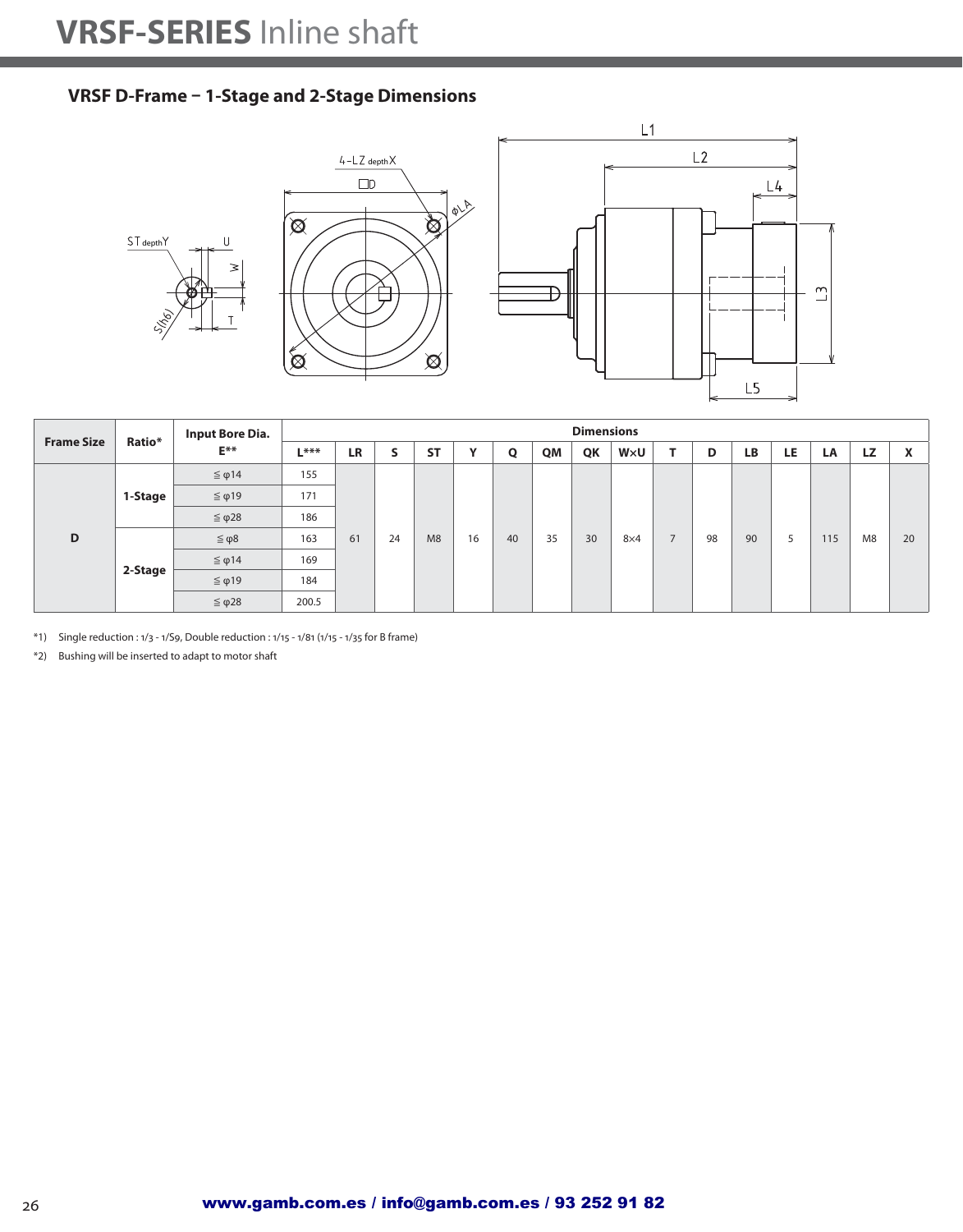# VRSF-SERIES Inline shaft

## VRSF D-Frame – 1-Stage and 2-Stage Dimensions

| Frame Size | Ratio* | Input Bore Dia. E** | Dimensions | | | | | | | | | | | | | | | | |
|---|---|---|---|---|---|---|---|---|---|---|---|---|---|---|---|---|---|---|---|
| | | | L*** | LR | S | ST | Y | Q | QM | QK | W×U | T | D | LB | LE | LA | LZ | X |
| D | 1-Stage | ≦ φ14 | 155 | 61 | 24 | M8 | 16 | 40 | 35 | 30 | 8×4 | 7 | 98 | 90 | 5 | 115 | M8 | 20 |
| | | ≦ φ19 | 171 | | | | | | | | | | | | | | | |
| | | ≦ φ28 | 186 | | | | | | | | | | | | | | | |
| | 2-Stage | ≦ φ8 | 163 | | | | | | | | | | | | | | | |
| | | ≦ φ14 | 169 | | | | | | | | | | | | | | | |
| | | ≦ φ19 | 184 | | | | | | | | | | | | | | | |
| | | ≦ φ28 | 200.5 | | | | | | | | | | | | | | | |

*1) Single reduction : 1/3 - 1/S9, Double reduction : 1/15 - 1/81 (1/15 - 1/35 for B frame)

*2) Bushing will be inserted to adapt to motor shaft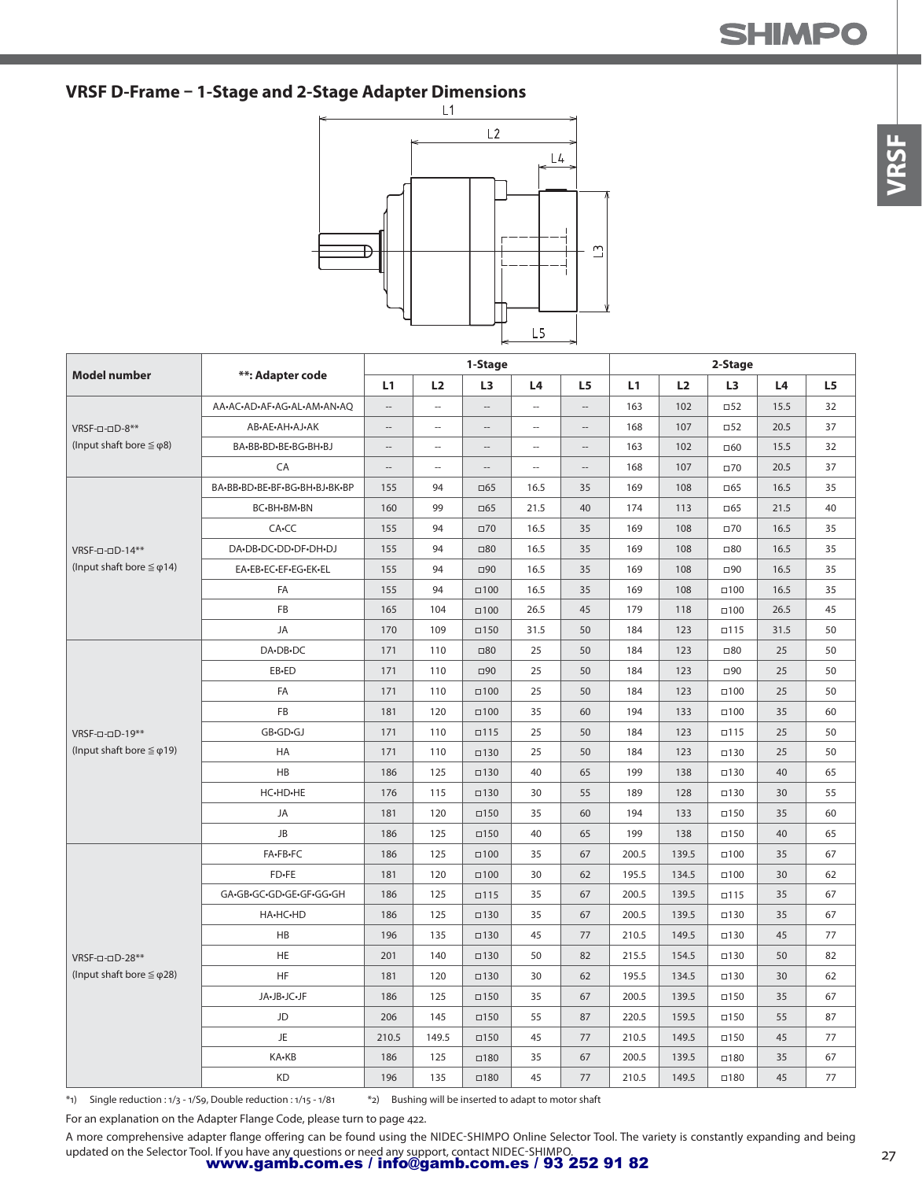## VRSF D-Frame − 1-Stage and 2-Stage Adapter Dimensions

| Model number | **: Adapter code | 1-Stage | | | | | 2-Stage | | | | |
|---|---|---|---|---|---|---|---|---|---|---|---|
| | | L1 | L2 | L3 | L4 | L5 | L1 | L2 | L3 | L4 | L5 |
| VRSF-□-□D-8** (Input shaft bore ≦ φ8) | AA•AC•AD•AF•AG•AL•AM•AN•AQ | -- | -- | -- | -- | -- | 163 | 102 | □52 | 15.5 | 32 |
| | AB•AE•AH•AJ•AK | -- | -- | -- | -- | -- | 168 | 107 | □52 | 20.5 | 37 |
| | BA•BB•BD•BE•BG•BH•BJ | -- | -- | -- | -- | -- | 163 | 102 | □60 | 15.5 | 32 |
| | CA | -- | -- | -- | -- | -- | 168 | 107 | □70 | 20.5 | 37 |
| VRSF-□-□D-14** (Input shaft bore ≦ φ14) | BA•BB•BD•BE•BF•BG•BH•BJ•BK•BP | 155 | 94 | □65 | 16.5 | 35 | 169 | 108 | □65 | 16.5 | 35 |
| | BC•BH•BM•BN | 160 | 99 | □65 | 21.5 | 40 | 174 | 113 | □65 | 21.5 | 40 |
| | CA•CC | 155 | 94 | □70 | 16.5 | 35 | 169 | 108 | □70 | 16.5 | 35 |
| | DA•DB•DC•DD•DF•DH•DJ | 155 | 94 | □80 | 16.5 | 35 | 169 | 108 | □80 | 16.5 | 35 |
| | EA•EB•EC•EF•EG•EK•EL | 155 | 94 | □90 | 16.5 | 35 | 169 | 108 | □90 | 16.5 | 35 |
| | FA | 155 | 94 | □100 | 16.5 | 35 | 169 | 108 | □100 | 16.5 | 35 |
| | FB | 165 | 104 | □100 | 26.5 | 45 | 179 | 118 | □100 | 26.5 | 45 |
| | JA | 170 | 109 | □150 | 31.5 | 50 | 184 | 123 | □115 | 31.5 | 50 |
| VRSF-□-□D-19** (Input shaft bore ≦ φ19) | DA•DB•DC | 171 | 110 | □80 | 25 | 50 | 184 | 123 | □80 | 25 | 50 |
| | EB•ED | 171 | 110 | □90 | 25 | 50 | 184 | 123 | □90 | 25 | 50 |
| | FA | 171 | 110 | □100 | 25 | 50 | 184 | 123 | □100 | 25 | 50 |
| | FB | 181 | 120 | □100 | 35 | 60 | 194 | 133 | □100 | 35 | 60 |
| | GB•GD•GJ | 171 | 110 | □115 | 25 | 50 | 184 | 123 | □115 | 25 | 50 |
| | HA | 171 | 110 | □130 | 25 | 50 | 184 | 123 | □130 | 25 | 50 |
| | HB | 186 | 125 | □130 | 40 | 65 | 199 | 138 | □130 | 40 | 65 |
| | HC•HD•HE | 176 | 115 | □130 | 30 | 55 | 189 | 128 | □130 | 30 | 55 |
| | JA | 181 | 120 | □150 | 35 | 60 | 194 | 133 | □150 | 35 | 60 |
| | JB | 186 | 125 | □150 | 40 | 65 | 199 | 138 | □150 | 40 | 65 |
| VRSF-□-□D-28** (Input shaft bore ≦ φ28) | FA•FB•FC | 186 | 125 | □100 | 35 | 67 | 200.5 | 139.5 | □100 | 35 | 67 |
| | FD•FE | 181 | 120 | □100 | 30 | 62 | 195.5 | 134.5 | □100 | 30 | 62 |
| | GA•GB•GC•GD•GE•GF•GG•GH | 186 | 125 | □115 | 35 | 67 | 200.5 | 139.5 | □115 | 35 | 67 |
| | HA•HC•HD | 186 | 125 | □130 | 35 | 67 | 200.5 | 139.5 | □130 | 35 | 67 |
| | HB | 196 | 135 | □130 | 45 | 77 | 210.5 | 149.5 | □130 | 45 | 77 |
| | HE | 201 | 140 | □130 | 50 | 82 | 215.5 | 154.5 | □130 | 50 | 82 |
| | HF | 181 | 120 | □130 | 30 | 62 | 195.5 | 134.5 | □130 | 30 | 62 |
| | JA•JB•JC•JF | 186 | 125 | □150 | 35 | 67 | 200.5 | 139.5 | □150 | 35 | 67 |
| | JD | 206 | 145 | □150 | 55 | 87 | 220.5 | 159.5 | □150 | 55 | 87 |
| | JE | 210.5 | 149.5 | □150 | 45 | 77 | 210.5 | 149.5 | □150 | 45 | 77 |
| | KA•KB | 186 | 125 | □180 | 35 | 67 | 200.5 | 139.5 | □180 | 35 | 67 |
| | KD | 196 | 135 | □180 | 45 | 77 | 210.5 | 149.5 | □180 | 45 | 77 |

*1) Single reduction : 1/3 - 1/S9, Double reduction : 1/15 - 1/81  *2) Bushing will be inserted to adapt to motor shaft

For an explanation on the Adapter Flange Code, please turn to page 422.

A more comprehensive adapter flange offering can be found using the NIDEC-SHIMPO Online Selector Tool. The variety is constantly expanding and being updated on the Selector Tool. If you have any questions or need any support, contact NIDEC-SHIMPO.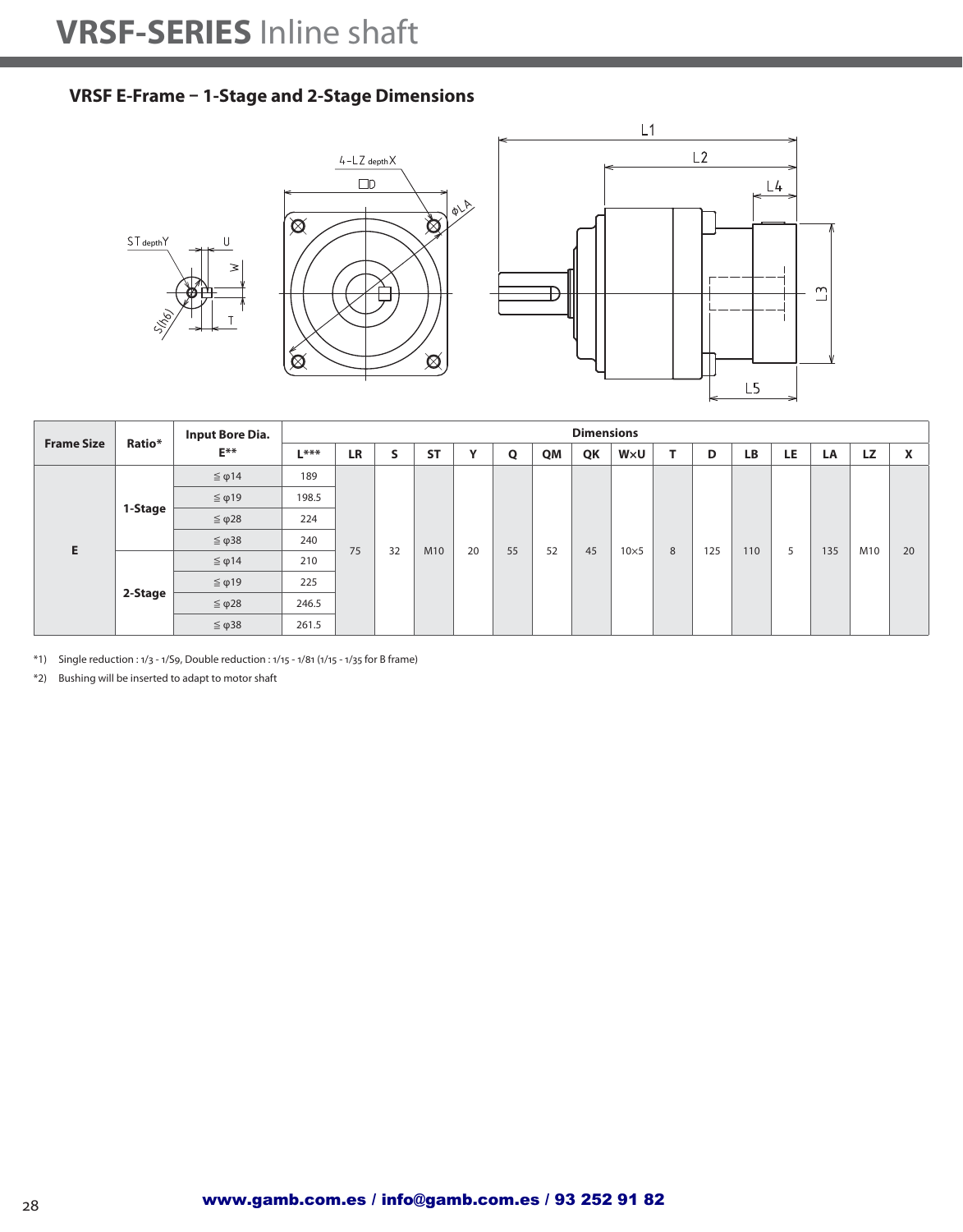## VRSF E-Frame – 1-Stage and 2-Stage Dimensions

| Frame Size | Ratio* | Input Bore Dia. E** | L*** | LR | S | ST | Y | Q | QM | QK | W×U | T | D | LB | LE | LA | LZ | X |
|---|---|---|---|---|---|---|---|---|---|---|---|---|---|---|---|---|---|---|
| E | 1-Stage | ≦ φ14 | 189 | 75 | 32 | M10 | 20 | 55 | 52 | 45 | 10×5 | 8 | 125 | 110 | 5 | 135 | M10 | 20 |
| | | ≦ φ19 | 198.5 | | | | | | | | | | | | | | | |
| | | ≦ φ28 | 224 | | | | | | | | | | | | | | | |
| | | ≦ φ38 | 240 | | | | | | | | | | | | | | | |
| | 2-Stage | ≦ φ14 | 210 | | | | | | | | | | | | | | | |
| | | ≦ φ19 | 225 | | | | | | | | | | | | | | | |
| | | ≦ φ28 | 246.5 | | | | | | | | | | | | | | | |
| | | ≦ φ38 | 261.5 | | | | | | | | | | | | | | | |

*1) Single reduction : 1/3 - 1/S9, Double reduction : 1/15 - 1/81 (1/15 - 1/35 for B frame)

*2) Bushing will be inserted to adapt to motor shaft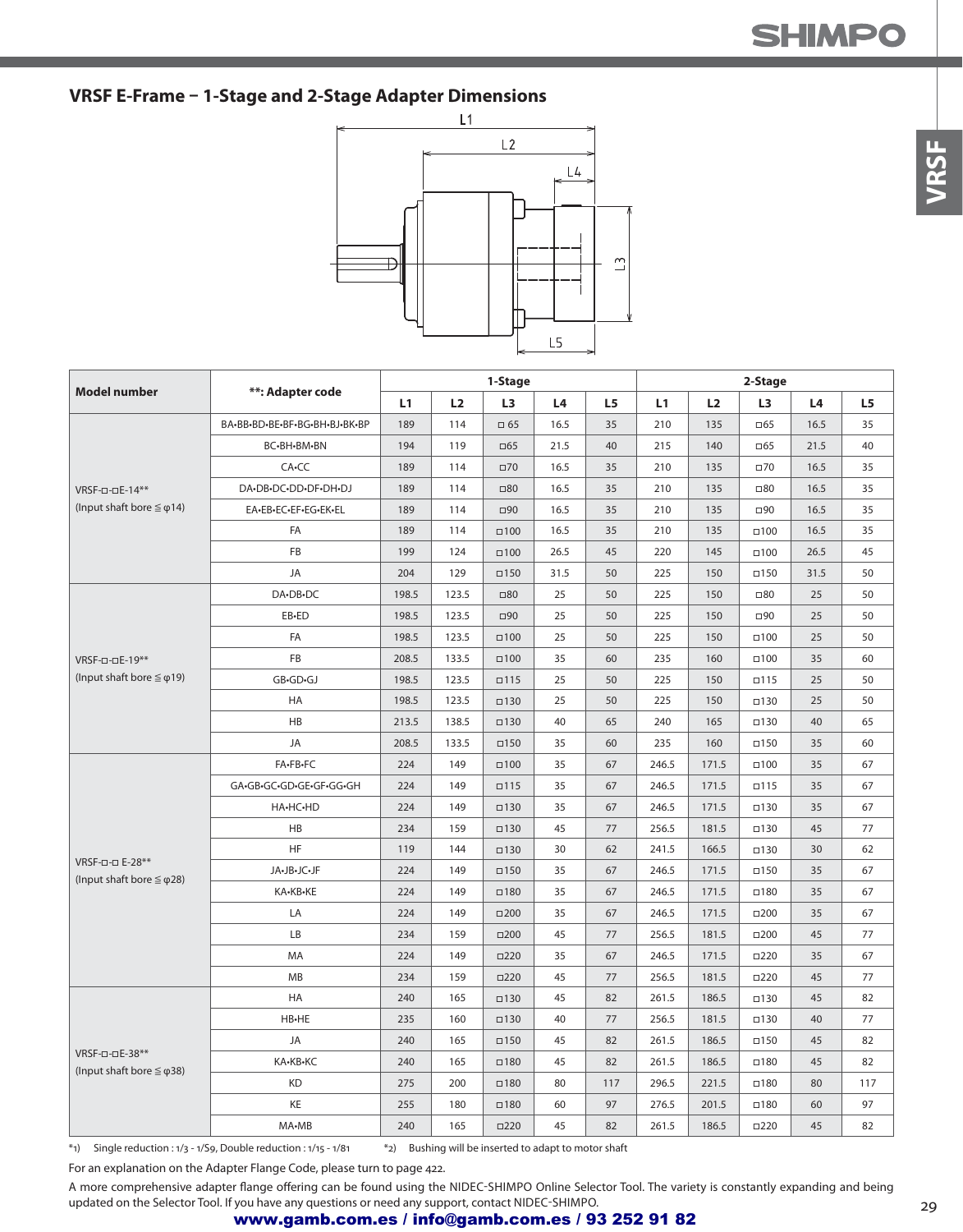## VRSF E-Frame – 1-Stage and 2-Stage Adapter Dimensions

| Model number | **: Adapter code | 1-Stage | | | | | 2-Stage | | | | |
|---|---|---|---|---|---|---|---|---|---|---|---|
| | | L1 | L2 | L3 | L4 | L5 | L1 | L2 | L3 | L4 | L5 |
| VRSF-□-□E-14** (Input shaft bore ≦ φ14) | BA•BB•BD•BE•BF•BG•BH•BJ•BK•BP | 189 | 114 | □ 65 | 16.5 | 35 | 210 | 135 | □65 | 16.5 | 35 |
| | BC•BH•BM•BN | 194 | 119 | □65 | 21.5 | 40 | 215 | 140 | □65 | 21.5 | 40 |
| | CA•CC | 189 | 114 | □70 | 16.5 | 35 | 210 | 135 | □70 | 16.5 | 35 |
| | DA•DB•DC•DD•DF•DH•DJ | 189 | 114 | □80 | 16.5 | 35 | 210 | 135 | □80 | 16.5 | 35 |
| | EA•EB•EC•EF•EG•EK•EL | 189 | 114 | □90 | 16.5 | 35 | 210 | 135 | □90 | 16.5 | 35 |
| | FA | 189 | 114 | □100 | 16.5 | 35 | 210 | 135 | □100 | 16.5 | 35 |
| | FB | 199 | 124 | □100 | 26.5 | 45 | 220 | 145 | □100 | 26.5 | 45 |
| | JA | 204 | 129 | □150 | 31.5 | 50 | 225 | 150 | □150 | 31.5 | 50 |
| VRSF-□-□E-19** (Input shaft bore ≦ φ19) | DA•DB•DC | 198.5 | 123.5 | □80 | 25 | 50 | 225 | 150 | □80 | 25 | 50 |
| | EB•ED | 198.5 | 123.5 | □90 | 25 | 50 | 225 | 150 | □90 | 25 | 50 |
| | FA | 198.5 | 123.5 | □100 | 25 | 50 | 225 | 150 | □100 | 25 | 50 |
| | FB | 208.5 | 133.5 | □100 | 35 | 60 | 235 | 160 | □100 | 35 | 60 |
| | GB•GD•GJ | 198.5 | 123.5 | □115 | 25 | 50 | 225 | 150 | □115 | 25 | 50 |
| | HA | 198.5 | 123.5 | □130 | 25 | 50 | 225 | 150 | □130 | 25 | 50 |
| | HB | 213.5 | 138.5 | □130 | 40 | 65 | 240 | 165 | □130 | 40 | 65 |
| | JA | 208.5 | 133.5 | □150 | 35 | 60 | 235 | 160 | □150 | 35 | 60 |
| VRSF-□-□ E-28** (Input shaft bore ≦ φ28) | FA•FB•FC | 224 | 149 | □100 | 35 | 67 | 246.5 | 171.5 | □100 | 35 | 67 |
| | GA•GB•GC•GD•GE•GF•GG•GH | 224 | 149 | □115 | 35 | 67 | 246.5 | 171.5 | □115 | 35 | 67 |
| | HA•HC•HD | 224 | 149 | □130 | 35 | 67 | 246.5 | 171.5 | □130 | 35 | 67 |
| | HB | 234 | 159 | □130 | 45 | 77 | 256.5 | 181.5 | □130 | 45 | 77 |
| | HF | 119 | 144 | □130 | 30 | 62 | 241.5 | 166.5 | □130 | 30 | 62 |
| | JA•JB•JC•JF | 224 | 149 | □150 | 35 | 67 | 246.5 | 171.5 | □150 | 35 | 67 |
| | KA•KB•KE | 224 | 149 | □180 | 35 | 67 | 246.5 | 171.5 | □180 | 35 | 67 |
| | LA | 224 | 149 | □200 | 35 | 67 | 246.5 | 171.5 | □200 | 35 | 67 |
| | LB | 234 | 159 | □200 | 45 | 77 | 256.5 | 181.5 | □200 | 45 | 77 |
| | MA | 224 | 149 | □220 | 35 | 67 | 246.5 | 171.5 | □220 | 35 | 67 |
| | MB | 234 | 159 | □220 | 45 | 77 | 256.5 | 181.5 | □220 | 45 | 77 |
| VRSF-□-□E-38** (Input shaft bore ≦ φ38) | HA | 240 | 165 | □130 | 45 | 82 | 261.5 | 186.5 | □130 | 45 | 82 |
| | HB•HE | 235 | 160 | □130 | 40 | 77 | 256.5 | 181.5 | □130 | 40 | 77 |
| | JA | 240 | 165 | □150 | 45 | 82 | 261.5 | 186.5 | □150 | 45 | 82 |
| | KA•KB•KC | 240 | 165 | □180 | 45 | 82 | 261.5 | 186.5 | □180 | 45 | 82 |
| | KD | 275 | 200 | □180 | 80 | 117 | 296.5 | 221.5 | □180 | 80 | 117 |
| | KE | 255 | 180 | □180 | 60 | 97 | 276.5 | 201.5 | □180 | 60 | 97 |
| | MA•MB | 240 | 165 | □220 | 45 | 82 | 261.5 | 186.5 | □220 | 45 | 82 |

*1) Single reduction : 1/3 - 1/S9, Double reduction : 1/15 - 1/81 *2) Bushing will be inserted to adapt to motor shaft

For an explanation on the Adapter Flange Code, please turn to page 422.

A more comprehensive adapter flange offering can be found using the NIDEC-SHIMPO Online Selector Tool. The variety is constantly expanding and being updated on the Selector Tool. If you have any questions or need any support, contact NIDEC-SHIMPO.

www.gamb.com.es / info@gamb.com.es / 93 252 91 82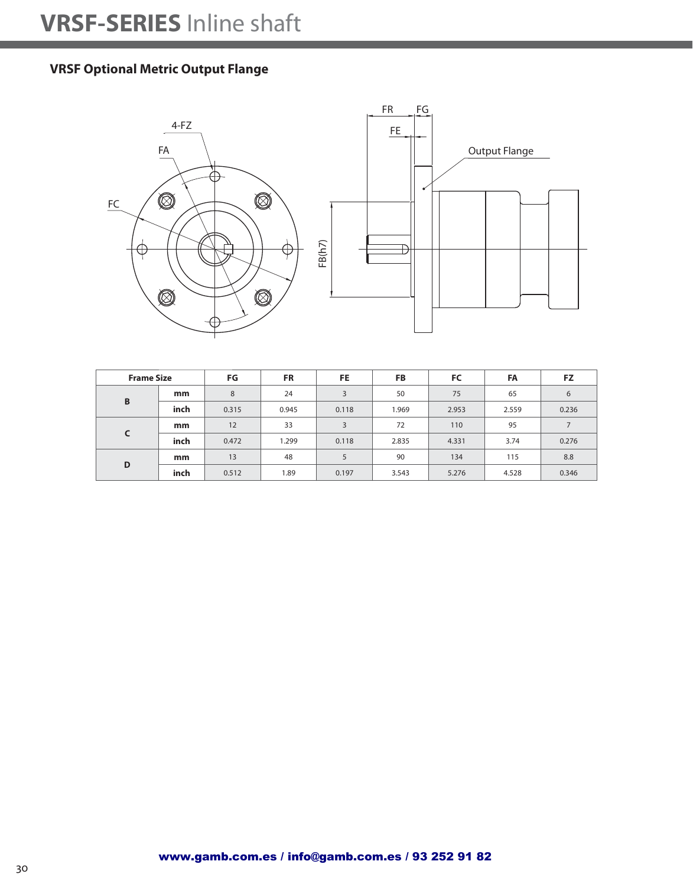# VRSF-SERIES Inline shaft

## VRSF Optional Metric Output Flange

| Frame Size | | FG | FR | FE | FB | FC | FA | FZ |
|---|---|---|---|---|---|---|---|---|
| B | mm | 8 | 24 | 3 | 50 | 75 | 65 | 6 |
| | inch | 0.315 | 0.945 | 0.118 | 1.969 | 2.953 | 2.559 | 0.236 |
| C | mm | 12 | 33 | 3 | 72 | 110 | 95 | 7 |
| | inch | 0.472 | 1.299 | 0.118 | 2.835 | 4.331 | 3.74 | 0.276 |
| D | mm | 13 | 48 | 5 | 90 | 134 | 115 | 8.8 |
| | inch | 0.512 | 1.89 | 0.197 | 3.543 | 5.276 | 4.528 | 0.346 |

www.gamb.com.es / info@gamb.com.es / 93 252 91 82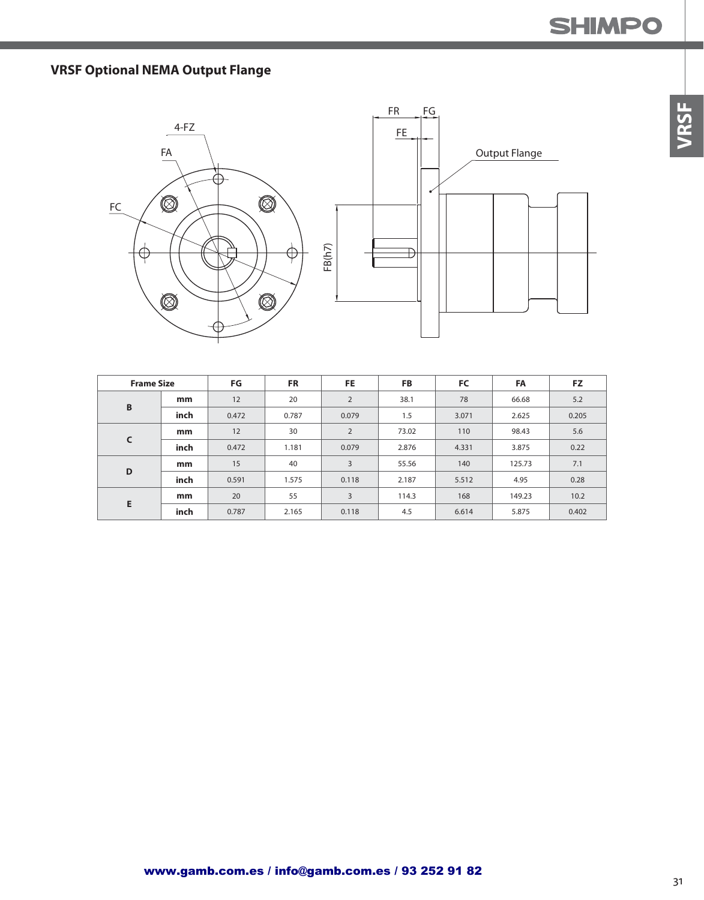## VRSF Optional NEMA Output Flange

4-FZ
FA
FC
FR
FG
FE
Output Flange
FB(h7)

| Frame Size | | FG | FR | FE | FB | FC | FA | FZ |
|---|---|---|---|---|---|---|---|---|
| B | mm | 12 | 20 | 2 | 38.1 | 78 | 66.68 | 5.2 |
| | inch | 0.472 | 0.787 | 0.079 | 1.5 | 3.071 | 2.625 | 0.205 |
| C | mm | 12 | 30 | 2 | 73.02 | 110 | 98.43 | 5.6 |
| | inch | 0.472 | 1.181 | 0.079 | 2.876 | 4.331 | 3.875 | 0.22 |
| D | mm | 15 | 40 | 3 | 55.56 | 140 | 125.73 | 7.1 |
| | inch | 0.591 | 1.575 | 0.118 | 2.187 | 5.512 | 4.95 | 0.28 |
| E | mm | 20 | 55 | 3 | 114.3 | 168 | 149.23 | 10.2 |
| | inch | 0.787 | 2.165 | 0.118 | 4.5 | 6.614 | 5.875 | 0.402 |

www.gamb.com.es / info@gamb.com.es / 93 252 91 82